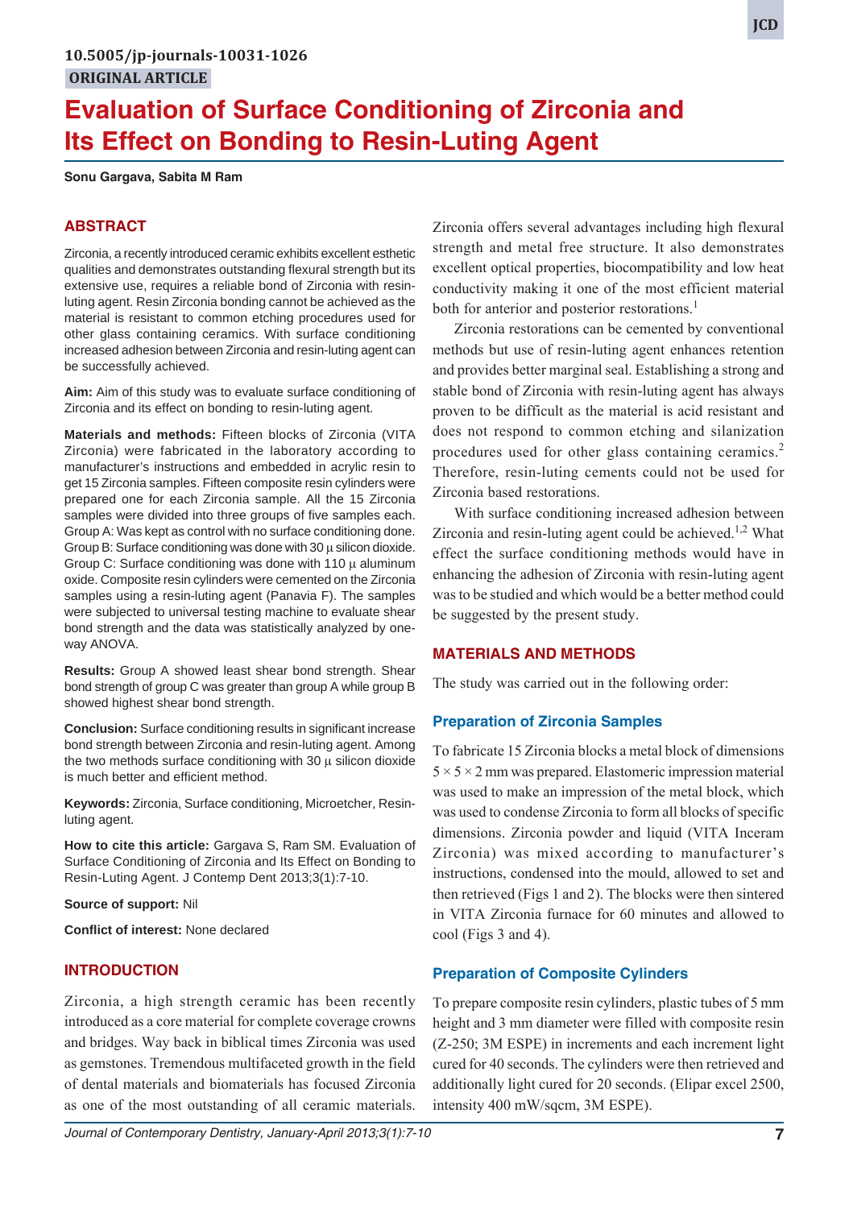10.5005/jp-journals-10031-1026

ORIGINAL ARTICLE

# Evaluation of Surface Conditioning of Zirconia and Its Effect on Bonding to Resin-Luting Agent

**Sonu Gargava, Sabita M Ram**

## ABSTRACT

Zirconia, a recently introduced ceramic exhibits excellent esthetic qualities and demonstrates outstanding flexural strength but its extensive use, requires a reliable bond of Zirconia with resin-luting agent. Resin Zirconia bonding cannot be achieved as the material is resistant to common etching procedures used for other glass containing ceramics. With surface conditioning increased adhesion between Zirconia and resin-luting agent can be successfully achieved.

**Aim:** Aim of this study was to evaluate surface conditioning of Zirconia and its effect on bonding to resin-luting agent.

**Materials and methods:** Fifteen blocks of Zirconia (VITA Zirconia) were fabricated in the laboratory according to manufacturer's instructions and embedded in acrylic resin to get 15 Zirconia samples. Fifteen composite resin cylinders were prepared one for each Zirconia sample. All the 15 Zirconia samples were divided into three groups of five samples each. Group A: Was kept as control with no surface conditioning done. Group B: Surface conditioning was done with 30 μ silicon dioxide. Group C: Surface conditioning was done with 110 μ aluminum oxide. Composite resin cylinders were cemented on the Zirconia samples using a resin-luting agent (Panavia F). The samples were subjected to universal testing machine to evaluate shear bond strength and the data was statistically analyzed by one-way ANOVA.

**Results:** Group A showed least shear bond strength. Shear bond strength of group C was greater than group A while group B showed highest shear bond strength.

**Conclusion:** Surface conditioning results in significant increase bond strength between Zirconia and resin-luting agent. Among the two methods surface conditioning with 30 μ silicon dioxide is much better and efficient method.

**Keywords:** Zirconia, Surface conditioning, Microetcher, Resin-luting agent.

**How to cite this article:** Gargava S, Ram SM. Evaluation of Surface Conditioning of Zirconia and Its Effect on Bonding to Resin-Luting Agent. J Contemp Dent 2013;3(1):7-10.

**Source of support:** Nil

**Conflict of interest:** None declared

## INTRODUCTION

Zirconia, a high strength ceramic has been recently introduced as a core material for complete coverage crowns and bridges. Way back in biblical times Zirconia was used as gemstones. Tremendous multifaceted growth in the field of dental materials and biomaterials has focused Zirconia as one of the most outstanding of all ceramic materials. Zirconia offers several advantages including high flexural strength and metal free structure. It also demonstrates excellent optical properties, biocompatibility and low heat conductivity making it one of the most efficient material both for anterior and posterior restorations.[1]

Zirconia restorations can be cemented by conventional methods but use of resin-luting agent enhances retention and provides better marginal seal. Establishing a strong and stable bond of Zirconia with resin-luting agent has always proven to be difficult as the material is acid resistant and does not respond to common etching and silanization procedures used for other glass containing ceramics.[2] Therefore, resin-luting cements could not be used for Zirconia based restorations.

With surface conditioning increased adhesion between Zirconia and resin-luting agent could be achieved.[1,2] What effect the surface conditioning methods would have in enhancing the adhesion of Zirconia with resin-luting agent was to be studied and which would be a better method could be suggested by the present study.

## MATERIALS AND METHODS

The study was carried out in the following order:

### Preparation of Zirconia Samples

To fabricate 15 Zirconia blocks a metal block of dimensions 5 × 5 × 2 mm was prepared. Elastomeric impression material was used to make an impression of the metal block, which was used to condense Zirconia to form all blocks of specific dimensions. Zirconia powder and liquid (VITA Inceram Zirconia) was mixed according to manufacturer's instructions, condensed into the mould, allowed to set and then retrieved (Figs 1 and 2). The blocks were then sintered in VITA Zirconia furnace for 60 minutes and allowed to cool (Figs 3 and 4).

### Preparation of Composite Cylinders

To prepare composite resin cylinders, plastic tubes of 5 mm height and 3 mm diameter were filled with composite resin (Z-250; 3M ESPE) in increments and each increment light cured for 40 seconds. The cylinders were then retrieved and additionally light cured for 20 seconds. (Elipar excel 2500, intensity 400 mW/sqcm, 3M ESPE).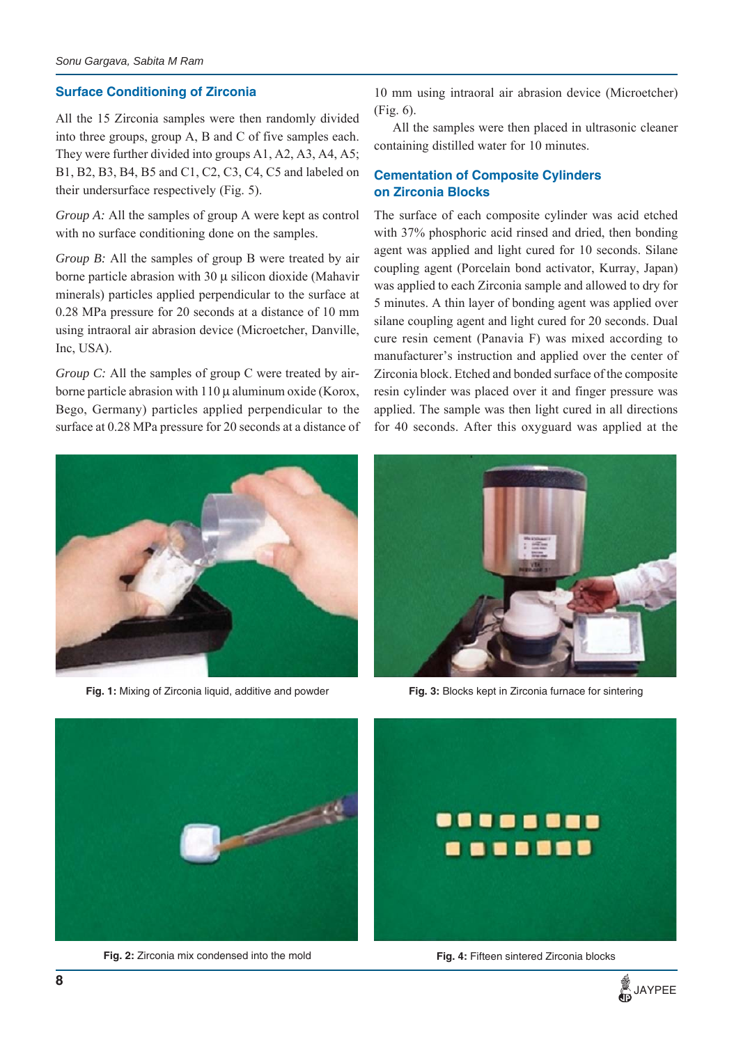## Surface Conditioning of Zirconia

All the 15 Zirconia samples were then randomly divided into three groups, group A, B and C of five samples each. They were further divided into groups A1, A2, A3, A4, A5; B1, B2, B3, B4, B5 and C1, C2, C3, C4, C5 and labeled on their undersurface respectively (Fig. 5).

*Group A:* All the samples of group A were kept as control with no surface conditioning done on the samples.

*Group B:* All the samples of group B were treated by air borne particle abrasion with 30 µ silicon dioxide (Mahavir minerals) particles applied perpendicular to the surface at 0.28 MPa pressure for 20 seconds at a distance of 10 mm using intraoral air abrasion device (Microetcher, Danville, Inc, USA).

*Group C:* All the samples of group C were treated by air-borne particle abrasion with 110 µ aluminum oxide (Korox, Bego, Germany) particles applied perpendicular to the surface at 0.28 MPa pressure for 20 seconds at a distance of 10 mm using intraoral air abrasion device (Microetcher) (Fig. 6).

All the samples were then placed in ultrasonic cleaner containing distilled water for 10 minutes.

## Cementation of Composite Cylinders on Zirconia Blocks

The surface of each composite cylinder was acid etched with 37% phosphoric acid rinsed and dried, then bonding agent was applied and light cured for 10 seconds. Silane coupling agent (Porcelain bond activator, Kurray, Japan) was applied to each Zirconia sample and allowed to dry for 5 minutes. A thin layer of bonding agent was applied over silane coupling agent and light cured for 20 seconds. Dual cure resin cement (Panavia F) was mixed according to manufacturer's instruction and applied over the center of Zirconia block. Etched and bonded surface of the composite resin cylinder was placed over it and finger pressure was applied. The sample was then light cured in all directions for 40 seconds. After this oxyguard was applied at the

**Fig. 1:** Mixing of Zirconia liquid, additive and powder

**Fig. 3:** Blocks kept in Zirconia furnace for sintering

**Fig. 2:** Zirconia mix condensed into the mold

**Fig. 4:** Fifteen sintered Zirconia blocks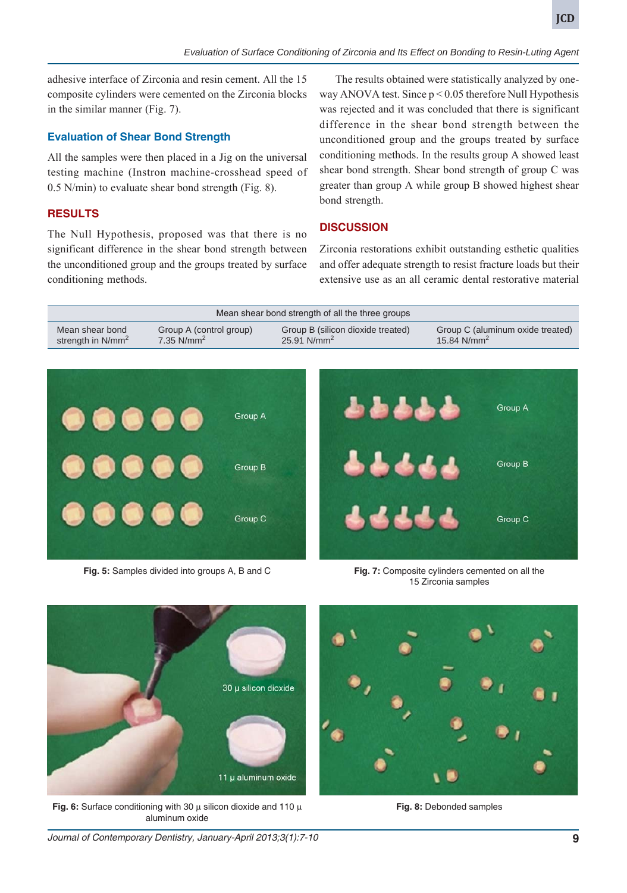adhesive interface of Zirconia and resin cement. All the 15 composite cylinders were cemented on the Zirconia blocks in the similar manner (Fig. 7).

## Evaluation of Shear Bond Strength

All the samples were then placed in a Jig on the universal testing machine (Instron machine-crosshead speed of 0.5 N/min) to evaluate shear bond strength (Fig. 8).

## RESULTS

The Null Hypothesis, proposed was that there is no significant difference in the shear bond strength between the unconditioned group and the groups treated by surface conditioning methods.

The results obtained were statistically analyzed by one-way ANOVA test. Since $p < 0.05$ therefore Null Hypothesis was rejected and it was concluded that there is significant difference in the shear bond strength between the unconditioned group and the groups treated by surface conditioning methods. In the results group A showed least shear bond strength. Shear bond strength of group C was greater than group A while group B showed highest shear bond strength.

## DISCUSSION

Zirconia restorations exhibit outstanding esthetic qualities and offer adequate strength to resist fracture loads but their extensive use as an all ceramic dental restorative material

| Mean shear bond strength of all the three groups | | | |
|---|---|---|---|
| Mean shear bond strength in $N/mm^2$ | Group A (control group) 7.35 $N/mm^2$ | Group B (silicon dioxide treated) 25.91 $N/mm^2$ | Group C (aluminum oxide treated) 15.84 $N/mm^2$ |

**Fig. 5:** Samples divided into groups A, B and C

**Fig. 7:** Composite cylinders cemented on all the 15 Zirconia samples

**Fig. 6:** Surface conditioning with 30 µ silicon dioxide and 110 µ aluminum oxide

**Fig. 8:** Debonded samples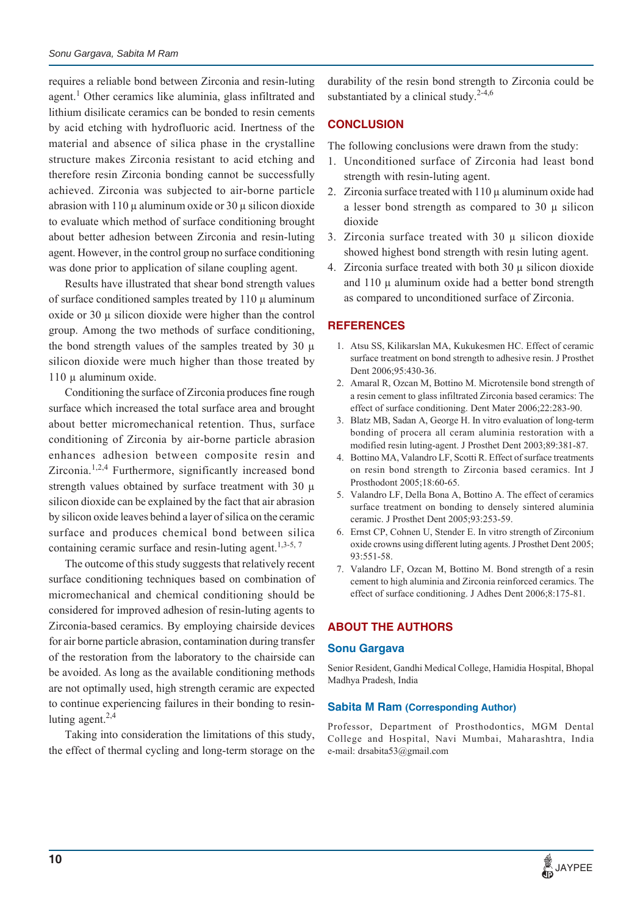requires a reliable bond between Zirconia and resin-luting agent.[1] Other ceramics like aluminia, glass infiltrated and lithium disilicate ceramics can be bonded to resin cements by acid etching with hydrofluoric acid. Inertness of the material and absence of silica phase in the crystalline structure makes Zirconia resistant to acid etching and therefore resin Zirconia bonding cannot be successfully achieved. Zirconia was subjected to air-borne particle abrasion with 110 µ aluminum oxide or 30 µ silicon dioxide to evaluate which method of surface conditioning brought about better adhesion between Zirconia and resin-luting agent. However, in the control group no surface conditioning was done prior to application of silane coupling agent.

Results have illustrated that shear bond strength values of surface conditioned samples treated by 110 µ aluminum oxide or 30 µ silicon dioxide were higher than the control group. Among the two methods of surface conditioning, the bond strength values of the samples treated by 30 µ silicon dioxide were much higher than those treated by 110 µ aluminum oxide.

Conditioning the surface of Zirconia produces fine rough surface which increased the total surface area and brought about better micromechanical retention. Thus, surface conditioning of Zirconia by air-borne particle abrasion enhances adhesion between composite resin and Zirconia.[1,2,4] Furthermore, significantly increased bond strength values obtained by surface treatment with 30 µ silicon dioxide can be explained by the fact that air abrasion by silicon oxide leaves behind a layer of silica on the ceramic surface and produces chemical bond between silica containing ceramic surface and resin-luting agent.[1,3-5, 7]

The outcome of this study suggests that relatively recent surface conditioning techniques based on combination of micromechanical and chemical conditioning should be considered for improved adhesion of resin-luting agents to Zirconia-based ceramics. By employing chairside devices for air borne particle abrasion, contamination during transfer of the restoration from the laboratory to the chairside can be avoided. As long as the available conditioning methods are not optimally used, high strength ceramic are expected to continue experiencing failures in their bonding to resin-luting agent.[2,4]

Taking into consideration the limitations of this study, the effect of thermal cycling and long-term storage on the durability of the resin bond strength to Zirconia could be substantiated by a clinical study.[2-4,6]

## CONCLUSION

The following conclusions were drawn from the study:

1. Unconditioned surface of Zirconia had least bond strength with resin-luting agent.
2. Zirconia surface treated with 110 µ aluminum oxide had a lesser bond strength as compared to 30 µ silicon dioxide
3. Zirconia surface treated with 30 µ silicon dioxide showed highest bond strength with resin luting agent.
4. Zirconia surface treated with both 30 µ silicon dioxide and 110 µ aluminum oxide had a better bond strength as compared to unconditioned surface of Zirconia.

## REFERENCES

1. Atsu SS, Kilikarslan MA, Kukukesmen HC. Effect of ceramic surface treatment on bond strength to adhesive resin. J Prosthet Dent 2006;95:430-36.
2. Amaral R, Ozcan M, Bottino M. Microtensile bond strength of a resin cement to glass infiltrated Zirconia based ceramics: The effect of surface conditioning. Dent Mater 2006;22:283-90.
3. Blatz MB, Sadan A, George H. In vitro evaluation of long-term bonding of procera all ceram aluminia restoration with a modified resin luting-agent. J Prosthet Dent 2003;89:381-87.
4. Bottino MA, Valandro LF, Scotti R. Effect of surface treatments on resin bond strength to Zirconia based ceramics. Int J Prosthodont 2005;18:60-65.
5. Valandro LF, Della Bona A, Bottino A. The effect of ceramics surface treatment on bonding to densely sintered aluminia ceramic. J Prosthet Dent 2005;93:253-59.
6. Ernst CP, Cohnen U, Stender E. In vitro strength of Zirconium oxide crowns using different luting agents. J Prosthet Dent 2005; 93:551-58.
7. Valandro LF, Ozcan M, Bottino M. Bond strength of a resin cement to high aluminia and Zirconia reinforced ceramics. The effect of surface conditioning. J Adhes Dent 2006;8:175-81.

## ABOUT THE AUTHORS

### Sonu Gargava

Senior Resident, Gandhi Medical College, Hamidia Hospital, Bhopal Madhya Pradesh, India

### Sabita M Ram (Corresponding Author)

Professor, Department of Prosthodontics, MGM Dental College and Hospital, Navi Mumbai, Maharashtra, India e-mail: drsabita53@gmail.com